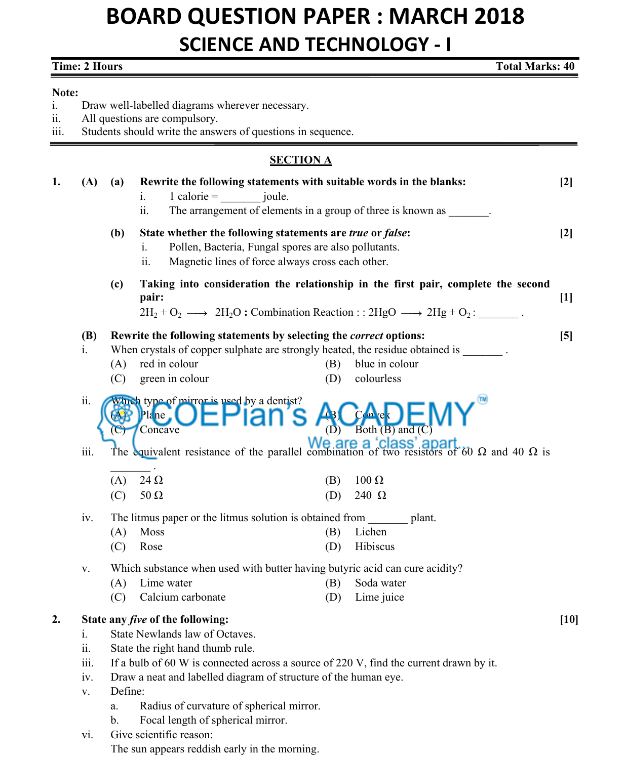# BOARD QUESTION PAPER : MARCH 2018

## SCIENCE AND TECHNOLOGY - I

**Time: 2 Hours** **Total Marks: 40**

**Note:**

i. Draw well-labelled diagrams wherever necessary.
ii. All questions are compulsory.
iii. Students should write the answers of questions in sequence.

### SECTION A

**1. (A) (a) Rewrite the following statements with suitable words in the blanks:** **[2]**

i. 1 calorie = _______ joule.
ii. The arrangement of elements in a group of three is known as _______.

**(b) State whether the following statements are *true* or *false*:** **[2]**

i. Pollen, Bacteria, Fungal spores are also pollutants.
ii. Magnetic lines of force always cross each other.

**(c) Taking into consideration the relationship in the first pair, complete the second pair:** **[1]**

$2H_2 + O_2 \longrightarrow 2H_2O$ **:** Combination Reaction : : $2HgO \longrightarrow 2Hg + O_2$ : _______ .

**(B) Rewrite the following statements by selecting the *correct* options:** **[5]**

i. When crystals of copper sulphate are strongly heated, the residue obtained is _______ .
(A) red in colour (B) blue in colour
(C) green in colour (D) colourless

ii. Which type of mirror is used by a dentist?
(A) Plane (B) Convex
(C) Concave (D) Both (B) and (C)

iii. The equivalent resistance of the parallel combination of two resistors of 60 Ω and 40 Ω is _______ .
(A) 24 Ω (B) 100 Ω
(C) 50 Ω (D) 240 Ω

iv. The litmus paper or the litmus solution is obtained from _______ plant.
(A) Moss (B) Lichen
(C) Rose (D) Hibiscus

v. Which substance when used with butter having butyric acid can cure acidity?
(A) Lime water (B) Soda water
(C) Calcium carbonate (D) Lime juice

**2. State any *five* of the following:** **[10]**

i. State Newlands law of Octaves.
ii. State the right hand thumb rule.
iii. If a bulb of 60 W is connected across a source of 220 V, find the current drawn by it.
iv. Draw a neat and labelled diagram of structure of the human eye.
v. Define:
  a. Radius of curvature of spherical mirror.
  b. Focal length of spherical mirror.
vi. Give scientific reason:
The sun appears reddish early in the morning.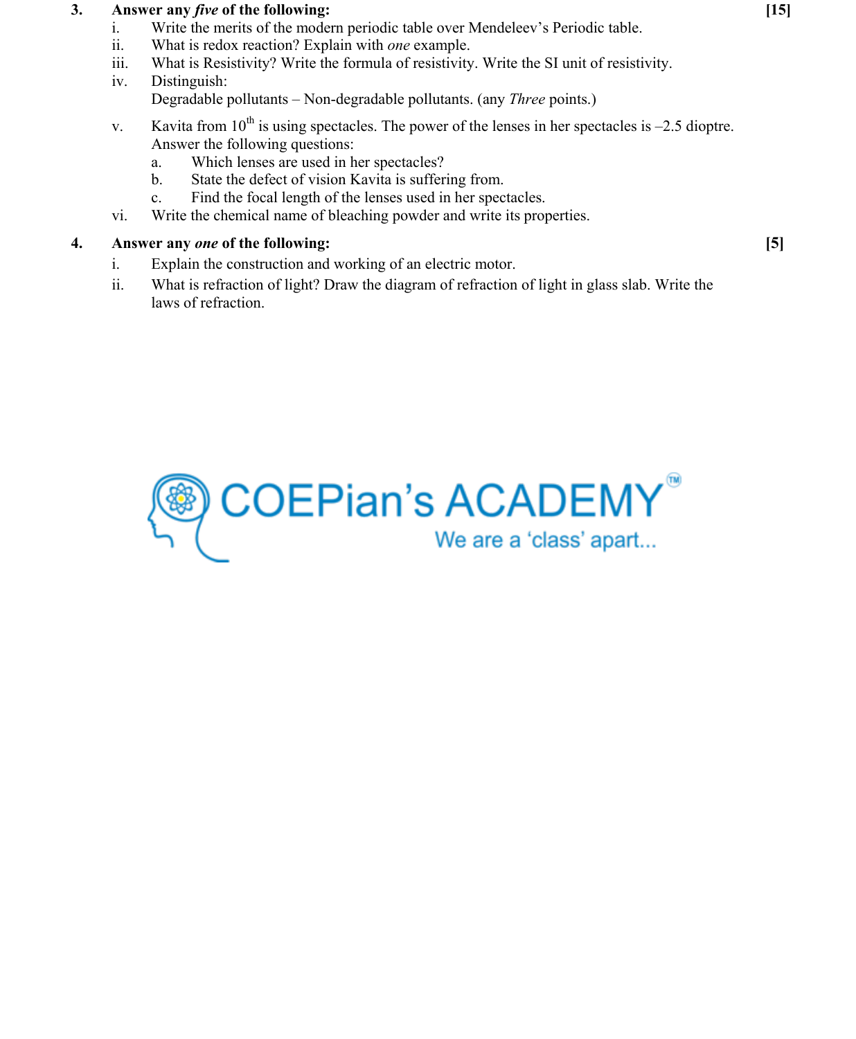**3. Answer any *five* of the following:** **[15]**

i. Write the merits of the modern periodic table over Mendeleev's Periodic table.

ii. What is redox reaction? Explain with *one* example.

iii. What is Resistivity? Write the formula of resistivity. Write the SI unit of resistivity.

iv. Distinguish:
Degradable pollutants – Non-degradable pollutants. (any *Three* points.)

v. Kavita from $10^{th}$ is using spectacles. The power of the lenses in her spectacles is –2.5 dioptre. Answer the following questions:

a. Which lenses are used in her spectacles?

b. State the defect of vision Kavita is suffering from.

c. Find the focal length of the lenses used in her spectacles.

vi. Write the chemical name of bleaching powder and write its properties.

**4. Answer any *one* of the following:** **[5]**

i. Explain the construction and working of an electric motor.

ii. What is refraction of light? Draw the diagram of refraction of light in glass slab. Write the laws of refraction.

COEPian's ACADEMY™
We are a 'class' apart...